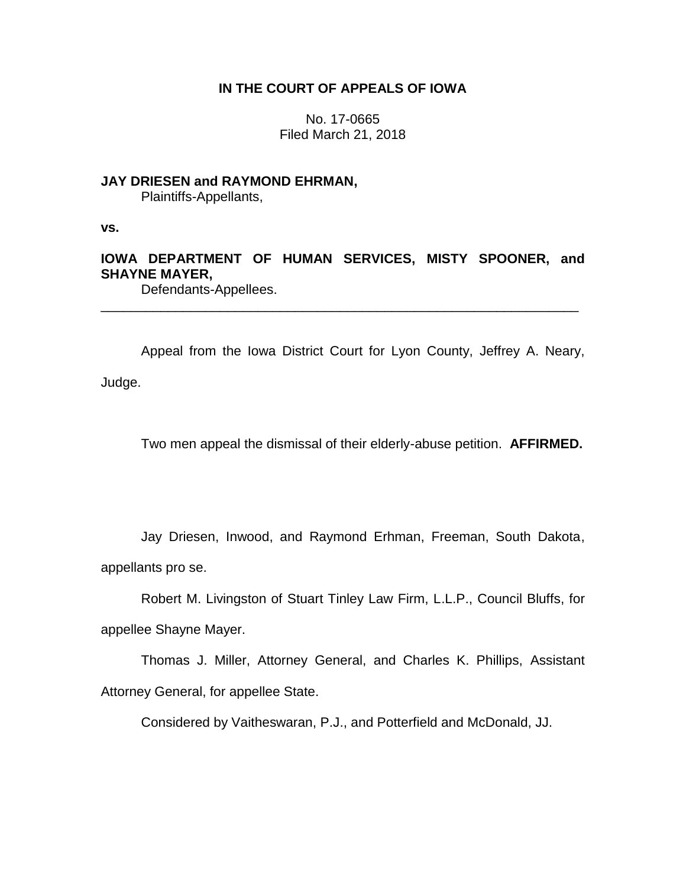**IN THE COURT OF APPEALS OF IOWA**

No. 17-0665
Filed March 21, 2018

**JAY DRIESEN and RAYMOND EHRMAN,**
Plaintiffs-Appellants,

**vs.**

**IOWA DEPARTMENT OF HUMAN SERVICES, MISTY SPOONER, and SHAYNE MAYER,**
Defendants-Appellees.

---

Appeal from the Iowa District Court for Lyon County, Jeffrey A. Neary, Judge.

Two men appeal the dismissal of their elderly-abuse petition. **AFFIRMED.**

Jay Driesen, Inwood, and Raymond Erhman, Freeman, South Dakota, appellants pro se.

Robert M. Livingston of Stuart Tinley Law Firm, L.L.P., Council Bluffs, for appellee Shayne Mayer.

Thomas J. Miller, Attorney General, and Charles K. Phillips, Assistant Attorney General, for appellee State.

Considered by Vaitheswaran, P.J., and Potterfield and McDonald, JJ.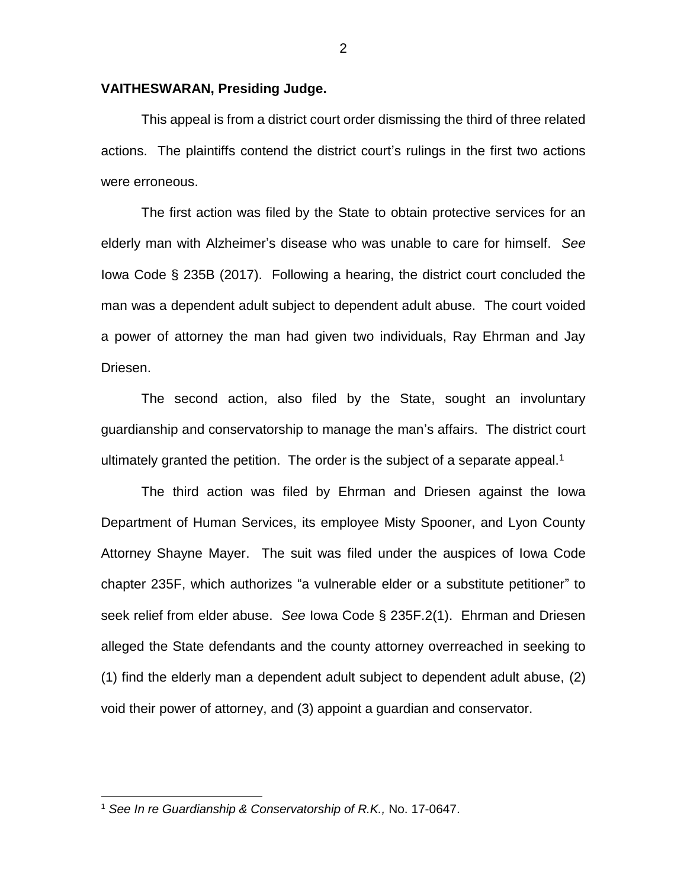**VAITHESWARAN, Presiding Judge.**

This appeal is from a district court order dismissing the third of three related actions. The plaintiffs contend the district court's rulings in the first two actions were erroneous.

The first action was filed by the State to obtain protective services for an elderly man with Alzheimer's disease who was unable to care for himself. *See* Iowa Code § 235B (2017). Following a hearing, the district court concluded the man was a dependent adult subject to dependent adult abuse. The court voided a power of attorney the man had given two individuals, Ray Ehrman and Jay Driesen.

The second action, also filed by the State, sought an involuntary guardianship and conservatorship to manage the man's affairs. The district court ultimately granted the petition. The order is the subject of a separate appeal.[1]

The third action was filed by Ehrman and Driesen against the Iowa Department of Human Services, its employee Misty Spooner, and Lyon County Attorney Shayne Mayer. The suit was filed under the auspices of Iowa Code chapter 235F, which authorizes "a vulnerable elder or a substitute petitioner" to seek relief from elder abuse. *See* Iowa Code § 235F.2(1). Ehrman and Driesen alleged the State defendants and the county attorney overreached in seeking to (1) find the elderly man a dependent adult subject to dependent adult abuse, (2) void their power of attorney, and (3) appoint a guardian and conservator.

---

[1] *See In re Guardianship & Conservatorship of R.K.,* No. 17-0647.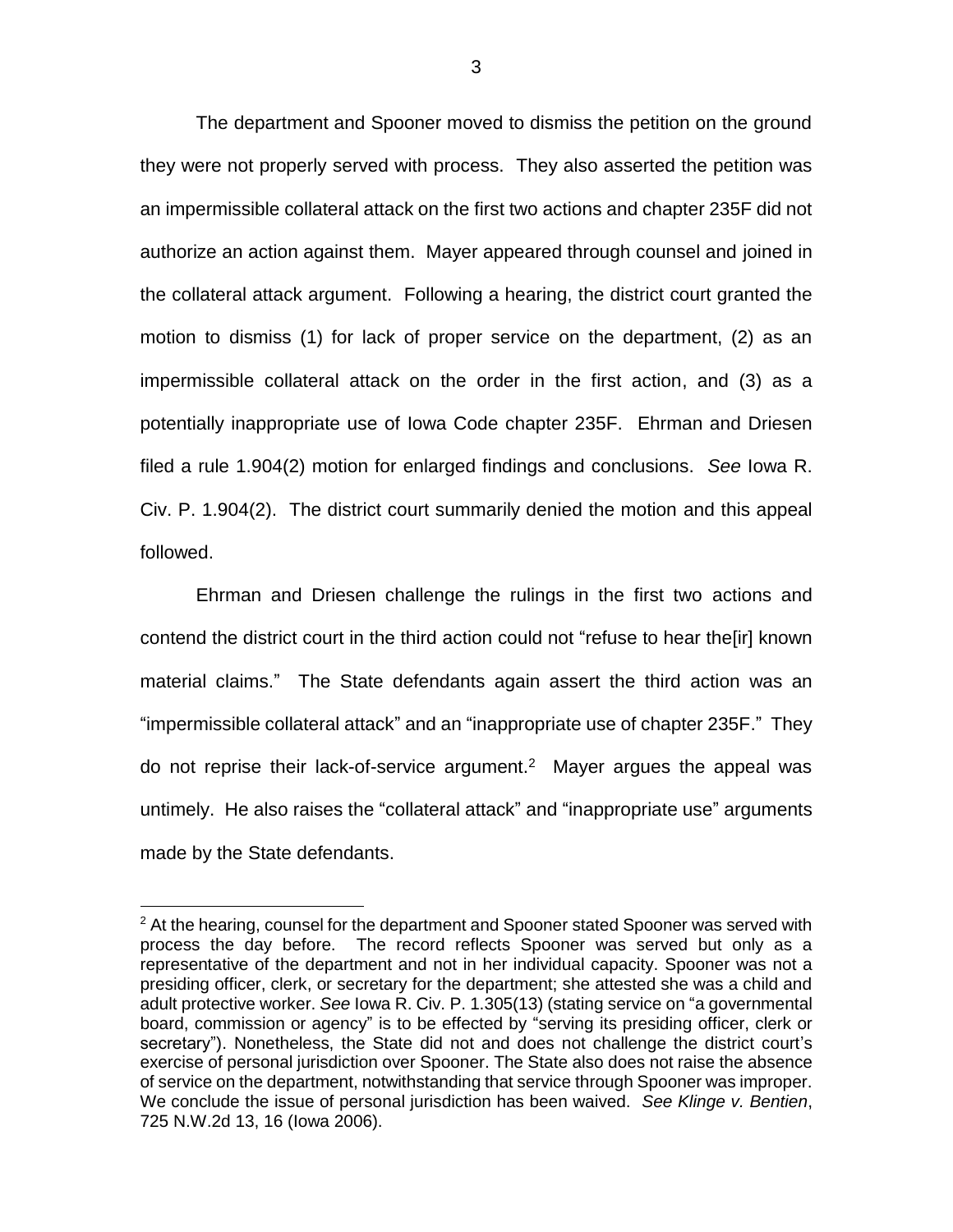The department and Spooner moved to dismiss the petition on the ground they were not properly served with process. They also asserted the petition was an impermissible collateral attack on the first two actions and chapter 235F did not authorize an action against them. Mayer appeared through counsel and joined in the collateral attack argument. Following a hearing, the district court granted the motion to dismiss (1) for lack of proper service on the department, (2) as an impermissible collateral attack on the order in the first action, and (3) as a potentially inappropriate use of Iowa Code chapter 235F. Ehrman and Driesen filed a rule 1.904(2) motion for enlarged findings and conclusions. *See* Iowa R. Civ. P. 1.904(2). The district court summarily denied the motion and this appeal followed.

Ehrman and Driesen challenge the rulings in the first two actions and contend the district court in the third action could not "refuse to hear the[ir] known material claims." The State defendants again assert the third action was an "impermissible collateral attack" and an "inappropriate use of chapter 235F." They do not reprise their lack-of-service argument.[2] Mayer argues the appeal was untimely. He also raises the "collateral attack" and "inappropriate use" arguments made by the State defendants.

---

[2] At the hearing, counsel for the department and Spooner stated Spooner was served with process the day before. The record reflects Spooner was served but only as a representative of the department and not in her individual capacity. Spooner was not a presiding officer, clerk, or secretary for the department; she attested she was a child and adult protective worker. *See* Iowa R. Civ. P. 1.305(13) (stating service on "a governmental board, commission or agency" is to be effected by "serving its presiding officer, clerk or secretary"). Nonetheless, the State did not and does not challenge the district court's exercise of personal jurisdiction over Spooner. The State also does not raise the absence of service on the department, notwithstanding that service through Spooner was improper. We conclude the issue of personal jurisdiction has been waived. *See Klinge v. Bentien*, 725 N.W.2d 13, 16 (Iowa 2006).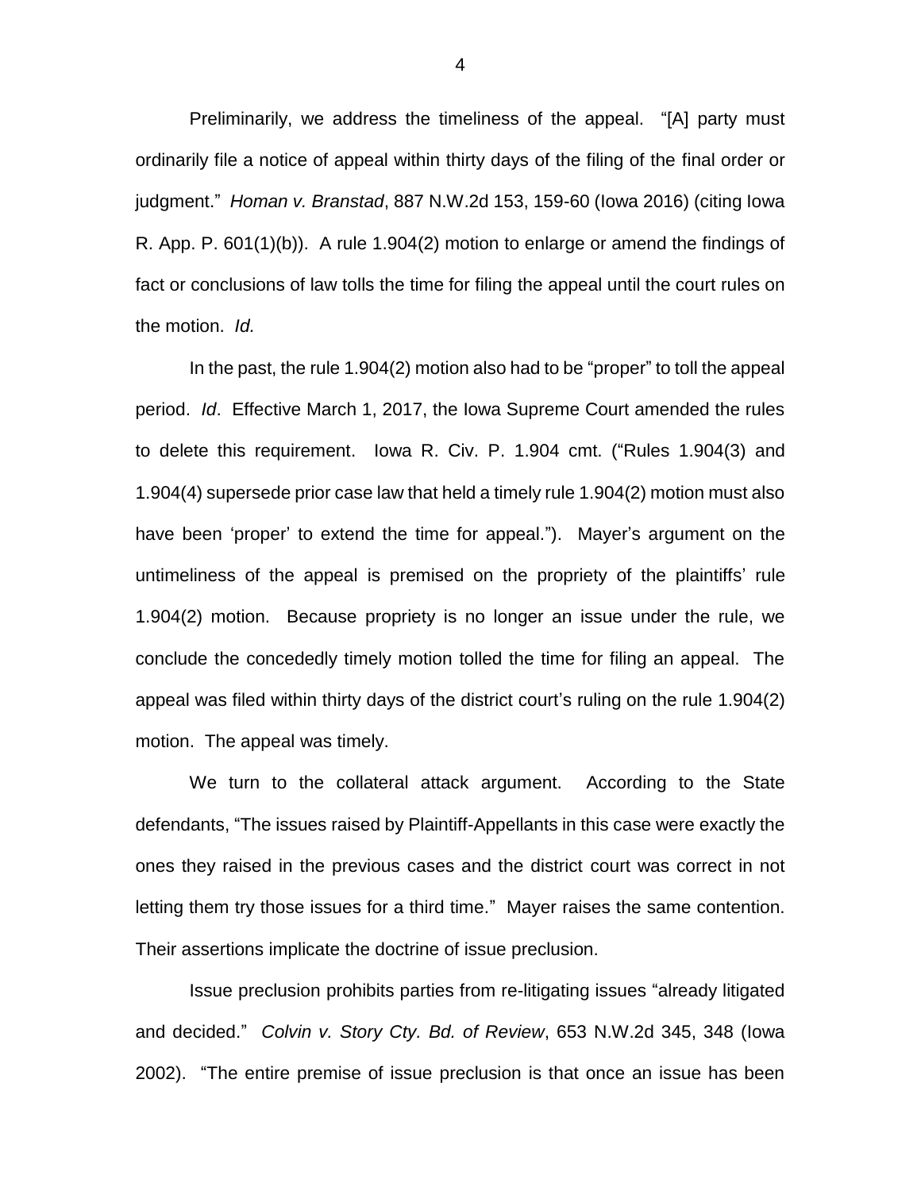Preliminarily, we address the timeliness of the appeal. "[A] party must ordinarily file a notice of appeal within thirty days of the filing of the final order or judgment." *Homan v. Branstad*, 887 N.W.2d 153, 159-60 (Iowa 2016) (citing Iowa R. App. P. 601(1)(b)). A rule 1.904(2) motion to enlarge or amend the findings of fact or conclusions of law tolls the time for filing the appeal until the court rules on the motion. *Id.*

In the past, the rule 1.904(2) motion also had to be "proper" to toll the appeal period. *Id*. Effective March 1, 2017, the Iowa Supreme Court amended the rules to delete this requirement. Iowa R. Civ. P. 1.904 cmt. ("Rules 1.904(3) and 1.904(4) supersede prior case law that held a timely rule 1.904(2) motion must also have been 'proper' to extend the time for appeal."). Mayer's argument on the untimeliness of the appeal is premised on the propriety of the plaintiffs' rule 1.904(2) motion. Because propriety is no longer an issue under the rule, we conclude the concededly timely motion tolled the time for filing an appeal. The appeal was filed within thirty days of the district court's ruling on the rule 1.904(2) motion. The appeal was timely.

We turn to the collateral attack argument. According to the State defendants, "The issues raised by Plaintiff-Appellants in this case were exactly the ones they raised in the previous cases and the district court was correct in not letting them try those issues for a third time." Mayer raises the same contention. Their assertions implicate the doctrine of issue preclusion.

Issue preclusion prohibits parties from re-litigating issues "already litigated and decided." *Colvin v. Story Cty. Bd. of Review*, 653 N.W.2d 345, 348 (Iowa 2002). "The entire premise of issue preclusion is that once an issue has been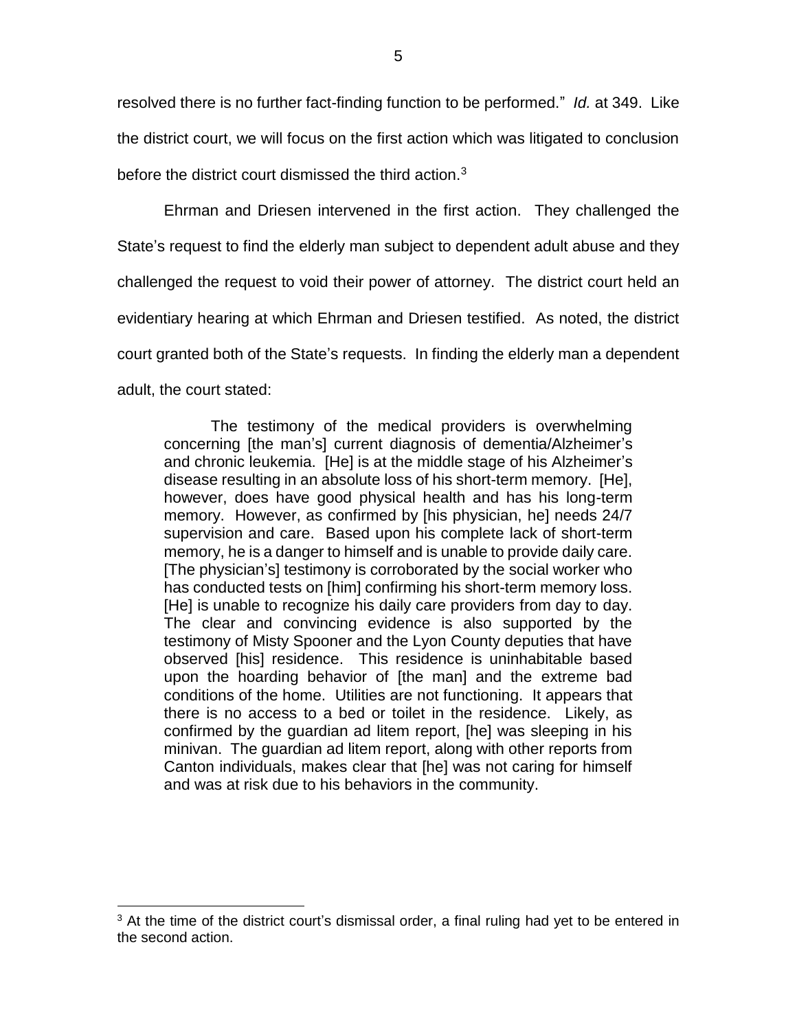resolved there is no further fact-finding function to be performed." *Id.* at 349. Like the district court, we will focus on the first action which was litigated to conclusion before the district court dismissed the third action.[3]

Ehrman and Driesen intervened in the first action. They challenged the State's request to find the elderly man subject to dependent adult abuse and they challenged the request to void their power of attorney. The district court held an evidentiary hearing at which Ehrman and Driesen testified. As noted, the district court granted both of the State's requests. In finding the elderly man a dependent adult, the court stated:

> The testimony of the medical providers is overwhelming concerning [the man's] current diagnosis of dementia/Alzheimer's and chronic leukemia. [He] is at the middle stage of his Alzheimer's disease resulting in an absolute loss of his short-term memory. [He], however, does have good physical health and has his long-term memory. However, as confirmed by [his physician, he] needs 24/7 supervision and care. Based upon his complete lack of short-term memory, he is a danger to himself and is unable to provide daily care. [The physician's] testimony is corroborated by the social worker who has conducted tests on [him] confirming his short-term memory loss. [He] is unable to recognize his daily care providers from day to day. The clear and convincing evidence is also supported by the testimony of Misty Spooner and the Lyon County deputies that have observed [his] residence. This residence is uninhabitable based upon the hoarding behavior of [the man] and the extreme bad conditions of the home. Utilities are not functioning. It appears that there is no access to a bed or toilet in the residence. Likely, as confirmed by the guardian ad litem report, [he] was sleeping in his minivan. The guardian ad litem report, along with other reports from Canton individuals, makes clear that [he] was not caring for himself and was at risk due to his behaviors in the community.

[3] At the time of the district court's dismissal order, a final ruling had yet to be entered in the second action.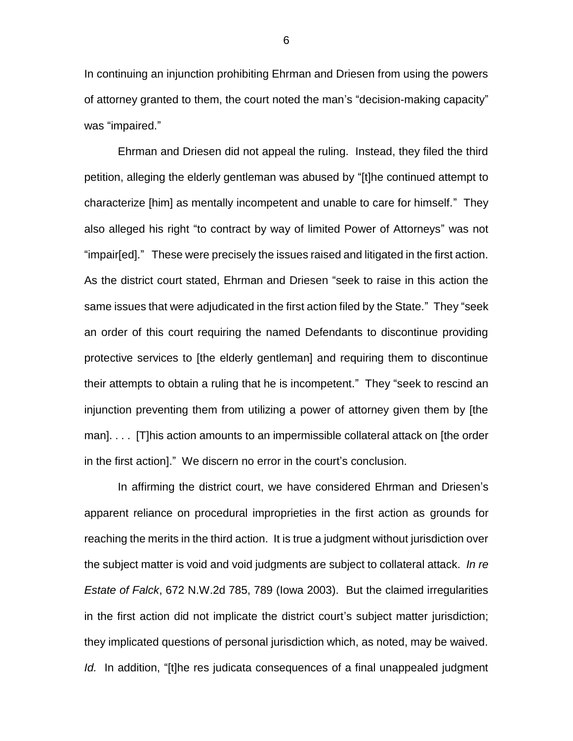In continuing an injunction prohibiting Ehrman and Driesen from using the powers of attorney granted to them, the court noted the man's "decision-making capacity" was "impaired."

Ehrman and Driesen did not appeal the ruling. Instead, they filed the third petition, alleging the elderly gentleman was abused by "[t]he continued attempt to characterize [him] as mentally incompetent and unable to care for himself." They also alleged his right "to contract by way of limited Power of Attorneys" was not "impair[ed]." These were precisely the issues raised and litigated in the first action. As the district court stated, Ehrman and Driesen "seek to raise in this action the same issues that were adjudicated in the first action filed by the State." They "seek an order of this court requiring the named Defendants to discontinue providing protective services to [the elderly gentleman] and requiring them to discontinue their attempts to obtain a ruling that he is incompetent." They "seek to rescind an injunction preventing them from utilizing a power of attorney given them by [the man]. . . . [T]his action amounts to an impermissible collateral attack on [the order in the first action]." We discern no error in the court's conclusion.

In affirming the district court, we have considered Ehrman and Driesen's apparent reliance on procedural improprieties in the first action as grounds for reaching the merits in the third action. It is true a judgment without jurisdiction over the subject matter is void and void judgments are subject to collateral attack. *In re Estate of Falck*, 672 N.W.2d 785, 789 (Iowa 2003). But the claimed irregularities in the first action did not implicate the district court's subject matter jurisdiction; they implicated questions of personal jurisdiction which, as noted, may be waived. *Id.* In addition, "[t]he res judicata consequences of a final unappealed judgment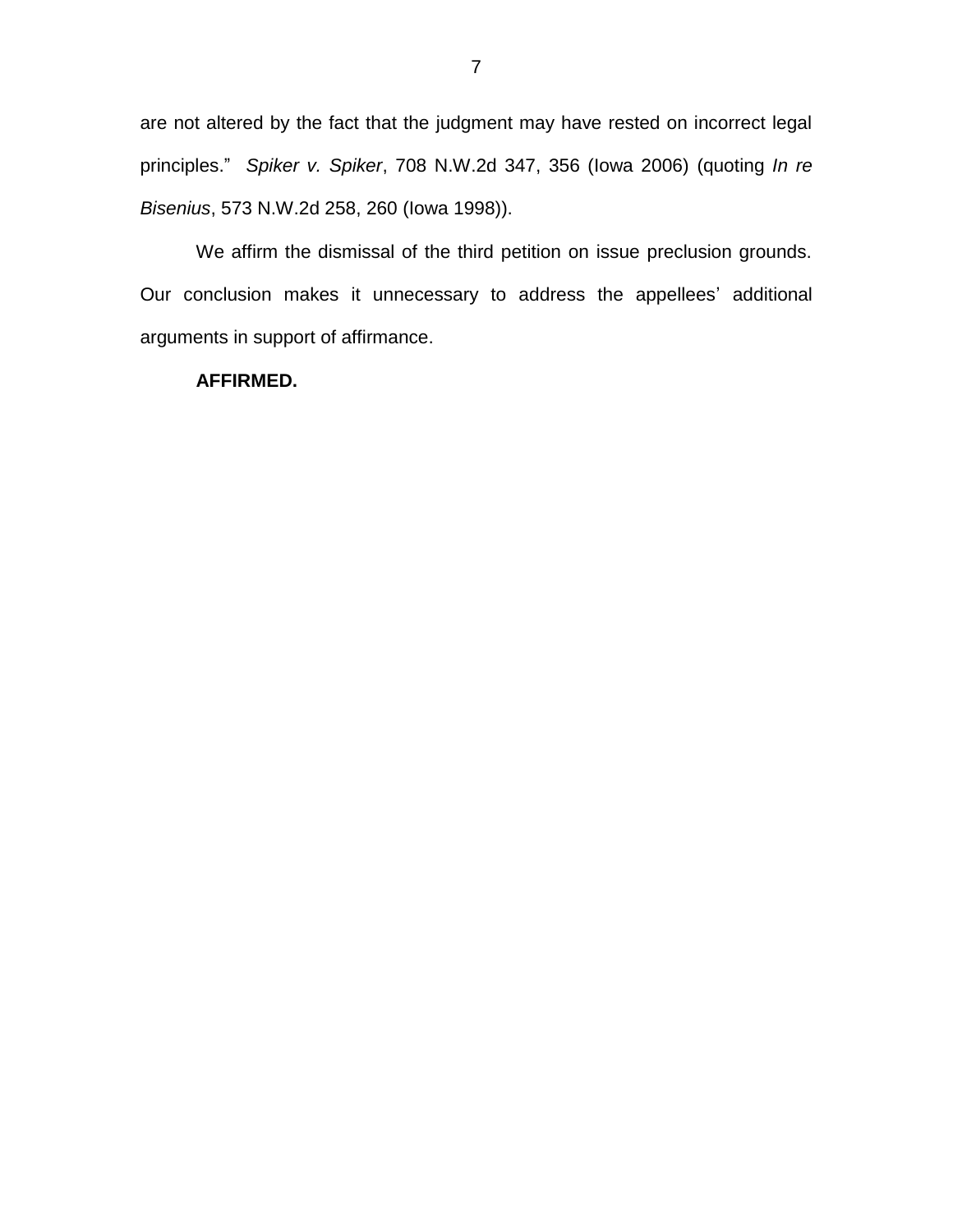are not altered by the fact that the judgment may have rested on incorrect legal principles." *Spiker v. Spiker*, 708 N.W.2d 347, 356 (Iowa 2006) (quoting *In re Bisenius*, 573 N.W.2d 258, 260 (Iowa 1998)).

We affirm the dismissal of the third petition on issue preclusion grounds. Our conclusion makes it unnecessary to address the appellees' additional arguments in support of affirmance.

**AFFIRMED.**